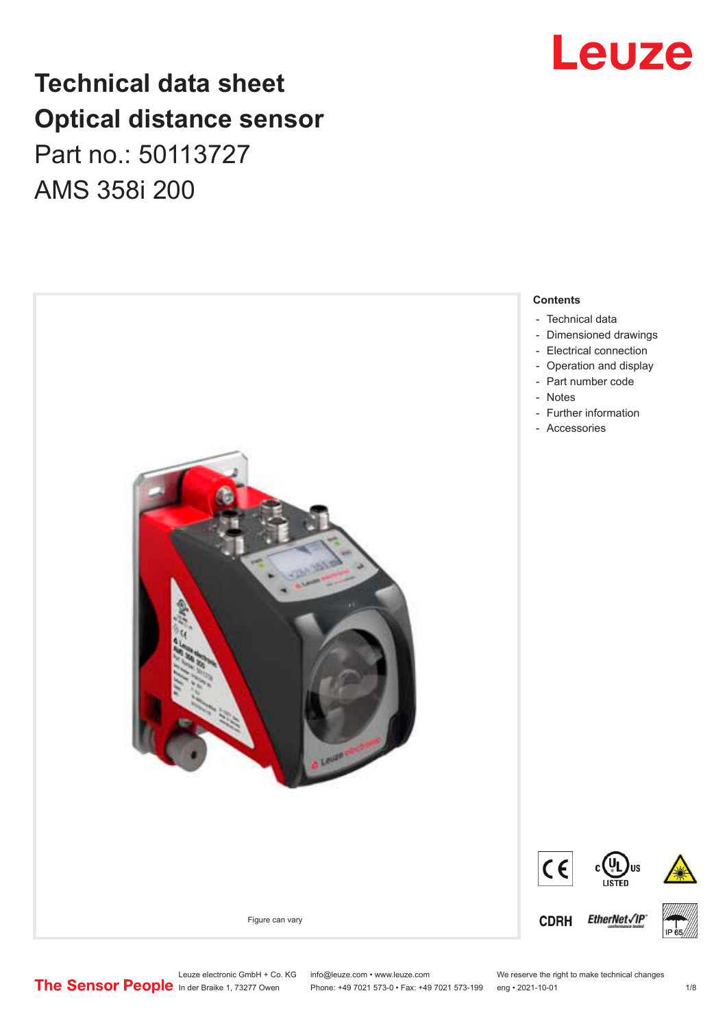# Technical data sheet
# Optical distance sensor

## Part no.: 50113727

## AMS 358i 200

Figure can vary

**Contents**

- Technical data
- Dimensioned drawings
- Electrical connection
- Operation and display
- Part number code
- Notes
- Further information
- Accessories

Leuze electronic GmbH + Co. KG
In der Braike 1, 73277 Owen

info@leuze.com • www.leuze.com
Phone: +49 7021 573-0 • Fax: +49 7021 573-199

We reserve the right to make technical changes
eng • 2021-10-01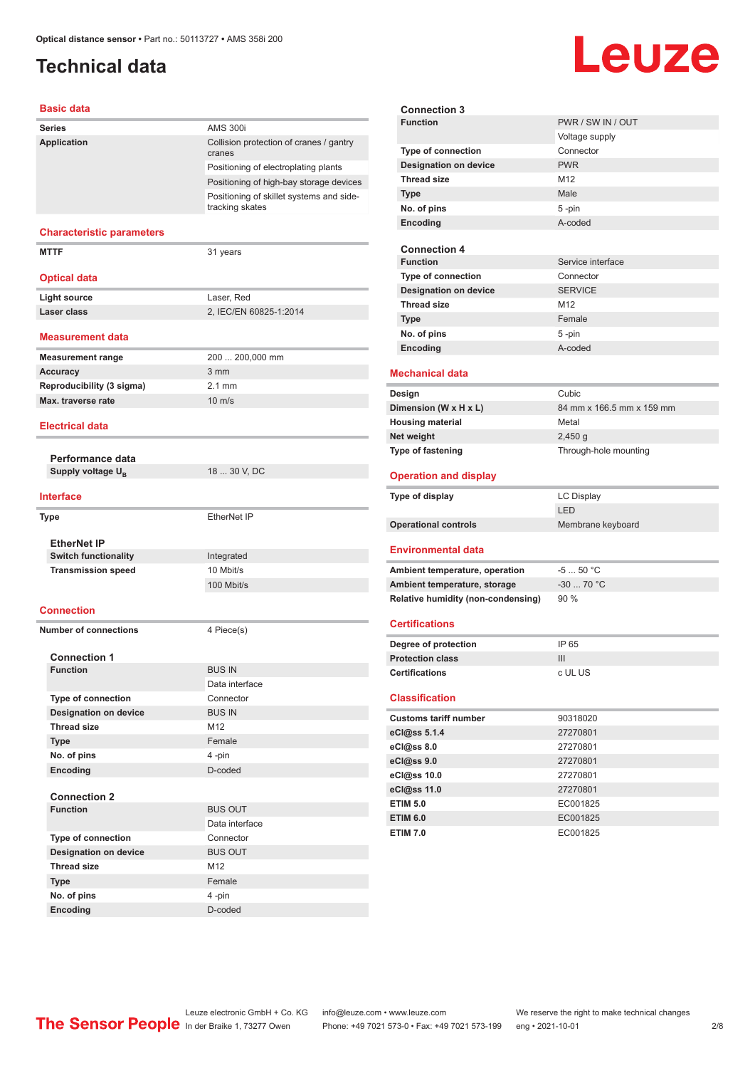# Technical data

## Basic data

| | |
|---|---|
| **Series** | AMS 300i |
| **Application** | Collision protection of cranes / gantry cranes |
| | Positioning of electroplating plants |
| | Positioning of high-bay storage devices |
| | Positioning of skillet systems and side-tracking skates |

## Characteristic parameters

| | |
|---|---|
| **MTTF** | 31 years |

## Optical data

| | |
|---|---|
| **Light source** | Laser, Red |
| **Laser class** | 2, IEC/EN 60825-1:2014 |

## Measurement data

| | |
|---|---|
| **Measurement range** | 200 ... 200,000 mm |
| **Accuracy** | 3 mm |
| **Reproducibility (3 sigma)** | 2.1 mm |
| **Max. traverse rate** | 10 m/s |

## Electrical data

### Performance data

| | |
|---|---|
| **Supply voltage $U_B$** | 18 ... 30 V, DC |

## Interface

| | |
|---|---|
| **Type** | EtherNet IP |

### EtherNet IP

| | |
|---|---|
| **Switch functionality** | Integrated |
| **Transmission speed** | 10 Mbit/s |
| | 100 Mbit/s |

## Connection

| | |
|---|---|
| **Number of connections** | 4 Piece(s) |

### Connection 1

| | |
|---|---|
| **Function** | BUS IN |
| | Data interface |
| **Type of connection** | Connector |
| **Designation on device** | BUS IN |
| **Thread size** | M12 |
| **Type** | Female |
| **No. of pins** | 4 -pin |
| **Encoding** | D-coded |

### Connection 2

| | |
|---|---|
| **Function** | BUS OUT |
| | Data interface |
| **Type of connection** | Connector |
| **Designation on device** | BUS OUT |
| **Thread size** | M12 |
| **Type** | Female |
| **No. of pins** | 4 -pin |
| **Encoding** | D-coded |

### Connection 3

| | |
|---|---|
| **Function** | PWR / SW IN / OUT |
| | Voltage supply |
| **Type of connection** | Connector |
| **Designation on device** | PWR |
| **Thread size** | M12 |
| **Type** | Male |
| **No. of pins** | 5 -pin |
| **Encoding** | A-coded |

### Connection 4

| | |
|---|---|
| **Function** | Service interface |
| **Type of connection** | Connector |
| **Designation on device** | SERVICE |
| **Thread size** | M12 |
| **Type** | Female |
| **No. of pins** | 5 -pin |
| **Encoding** | A-coded |

## Mechanical data

| | |
|---|---|
| **Design** | Cubic |
| **Dimension (W x H x L)** | 84 mm x 166.5 mm x 159 mm |
| **Housing material** | Metal |
| **Net weight** | 2,450 g |
| **Type of fastening** | Through-hole mounting |

## Operation and display

| | |
|---|---|
| **Type of display** | LC Display |
| | LED |
| **Operational controls** | Membrane keyboard |

## Environmental data

| | |
|---|---|
| **Ambient temperature, operation** | -5 ... 50 °C |
| **Ambient temperature, storage** | -30 ... 70 °C |
| **Relative humidity (non-condensing)** | 90 % |

## Certifications

| | |
|---|---|
| **Degree of protection** | IP 65 |
| **Protection class** | III |
| **Certifications** | c UL US |

## Classification

| | |
|---|---|
| **Customs tariff number** | 90318020 |
| **eCl@ss 5.1.4** | 27270801 |
| **eCl@ss 8.0** | 27270801 |
| **eCl@ss 9.0** | 27270801 |
| **eCl@ss 10.0** | 27270801 |
| **eCl@ss 11.0** | 27270801 |
| **ETIM 5.0** | EC001825 |
| **ETIM 6.0** | EC001825 |
| **ETIM 7.0** | EC001825 |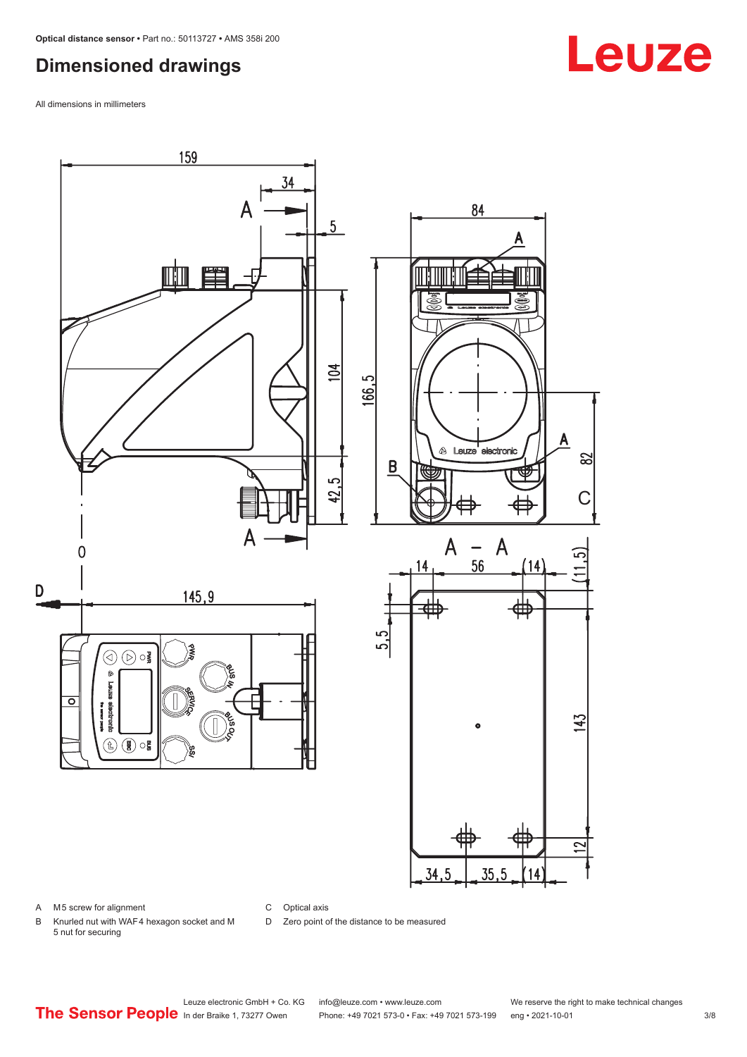## Dimensioned drawings

All dimensions in millimeters

A M5 screw for alignment

B Knurled nut with WAF4 hexagon socket and M 5 nut for securing

C Optical axis

D Zero point of the distance to be measured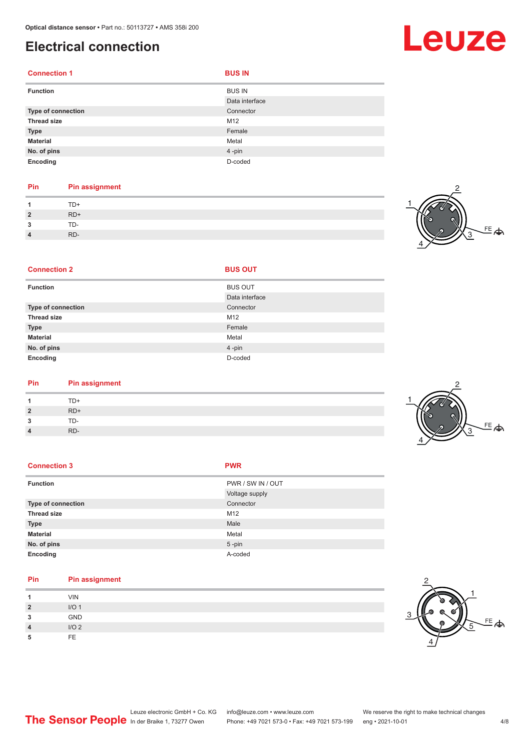# Electrical connection

| Connection 1 | BUS IN |
|---|---|
| Function | BUS IN |
| | Data interface |
| Type of connection | Connector |
| Thread size | M12 |
| Type | Female |
| Material | Metal |
| No. of pins | 4 -pin |
| Encoding | D-coded |

| Pin | Pin assignment |
|---|---|
| 1 | TD+ |
| 2 | RD+ |
| 3 | TD- |
| 4 | RD- |

| Connection 2 | BUS OUT |
|---|---|
| Function | BUS OUT |
| | Data interface |
| Type of connection | Connector |
| Thread size | M12 |
| Type | Female |
| Material | Metal |
| No. of pins | 4 -pin |
| Encoding | D-coded |

| Pin | Pin assignment |
|---|---|
| 1 | TD+ |
| 2 | RD+ |
| 3 | TD- |
| 4 | RD- |

| Connection 3 | PWR |
|---|---|
| Function | PWR / SW IN / OUT |
| | Voltage supply |
| Type of connection | Connector |
| Thread size | M12 |
| Type | Male |
| Material | Metal |
| No. of pins | 5 -pin |
| Encoding | A-coded |

| Pin | Pin assignment |
|---|---|
| 1 | VIN |
| 2 | I/O 1 |
| 3 | GND |
| 4 | I/O 2 |
| 5 | FE |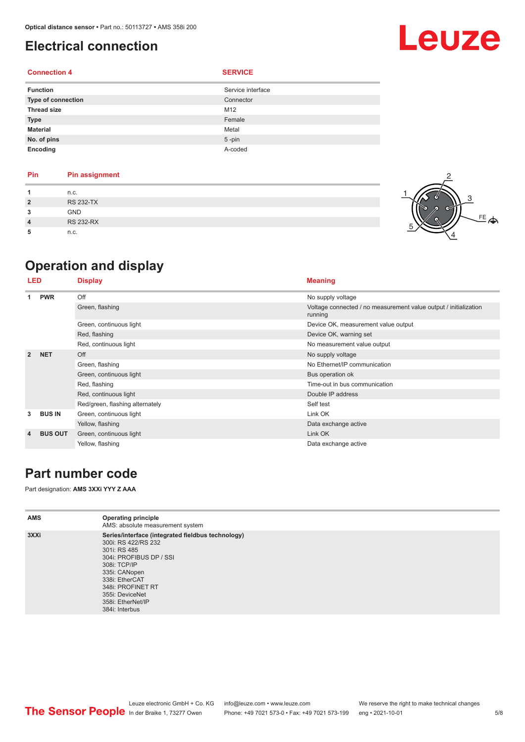## Electrical connection

| Connection 4 | SERVICE |
|---|---|
| **Function** | Service interface |
| **Type of connection** | Connector |
| **Thread size** | M12 |
| **Type** | Female |
| **Material** | Metal |
| **No. of pins** | 5 -pin |
| **Encoding** | A-coded |

| Pin | Pin assignment |
|---|---|
| **1** | n.c. |
| **2** | RS 232-TX |
| **3** | GND |
| **4** | RS 232-RX |
| **5** | n.c. |

## Operation and display

| LED | | Display | Meaning |
|---|---|---|---|
| **1** | **PWR** | Off | No supply voltage |
| | | Green, flashing | Voltage connected / no measurement value output / initialization running |
| | | Green, continuous light | Device OK, measurement value output |
| | | Red, flashing | Device OK, warning set |
| | | Red, continuous light | No measurement value output |
| **2** | **NET** | Off | No supply voltage |
| | | Green, flashing | No Ethernet/IP communication |
| | | Green, continuous light | Bus operation ok |
| | | Red, flashing | Time-out in bus communication |
| | | Red, continuous light | Double IP address |
| | | Red/green, flashing alternately | Self test |
| **3** | **BUS IN** | Green, continuous light | Link OK |
| | | Yellow, flashing | Data exchange active |
| **4** | **BUS OUT** | Green, continuous light | Link OK |
| | | Yellow, flashing | Data exchange active |

## Part number code

Part designation: **AMS 3XXi YYY Z AAA**

| | |
|---|---|
| **AMS** | **Operating principle**<br>AMS: absolute measurement system |
| **3XXi** | **Series/interface (integrated fieldbus technology)**<br>300i: RS 422/RS 232<br>301i: RS 485<br>304i: PROFIBUS DP / SSI<br>308i: TCP/IP<br>335i: CANopen<br>338i: EtherCAT<br>348i: PROFINET RT<br>355i: DeviceNet<br>358i: EtherNet/IP<br>384i: Interbus |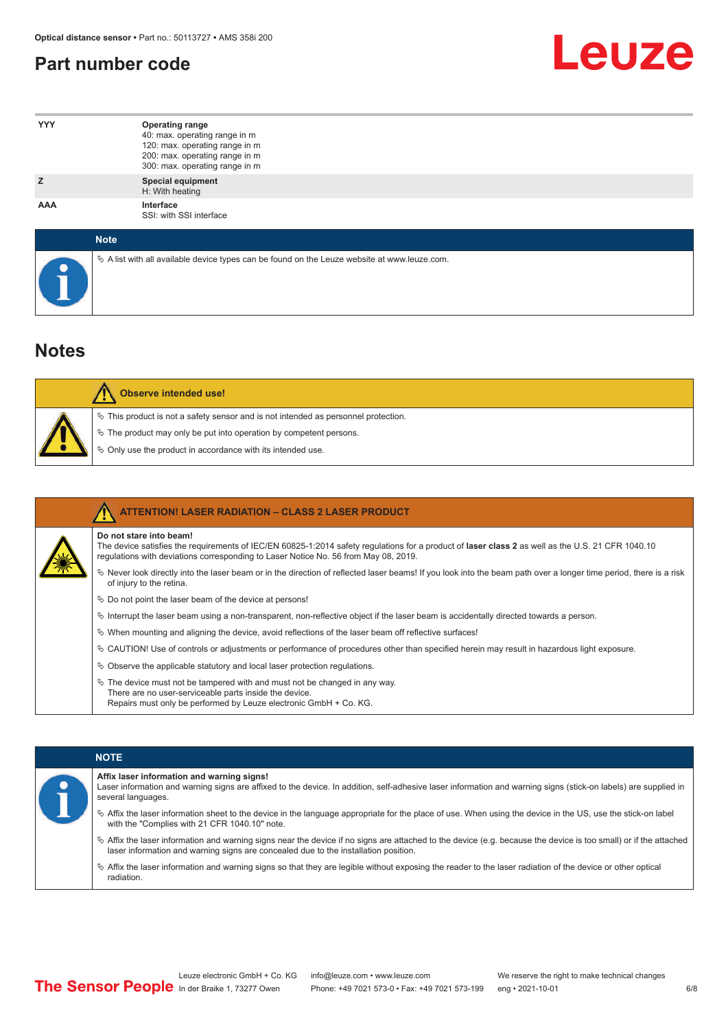## Part number code

| | |
|---|---|
| YYY | **Operating range**<br>40: max. operating range in m<br>120: max. operating range in m<br>200: max. operating range in m<br>300: max. operating range in m |
| Z | **Special equipment**<br>H: With heating |
| AAA | **Interface**<br>SSI: with SSI interface |

**Note**

- A list with all available device types can be found on the Leuze website at www.leuze.com.

## Notes

**Observe intended use!**

- This product is not a safety sensor and is not intended as personnel protection.
- The product may only be put into operation by competent persons.
- Only use the product in accordance with its intended use.

**ATTENTION! LASER RADIATION – CLASS 2 LASER PRODUCT**

**Do not stare into beam!**
The device satisfies the requirements of IEC/EN 60825-1:2014 safety regulations for a product of **laser class 2** as well as the U.S. 21 CFR 1040.10 regulations with deviations corresponding to Laser Notice No. 56 from May 08, 2019.

- Never look directly into the laser beam or in the direction of reflected laser beams! If you look into the beam path over a longer time period, there is a risk of injury to the retina.
- Do not point the laser beam of the device at persons!
- Interrupt the laser beam using a non-transparent, non-reflective object if the laser beam is accidentally directed towards a person.
- When mounting and aligning the device, avoid reflections of the laser beam off reflective surfaces!
- CAUTION! Use of controls or adjustments or performance of procedures other than specified herein may result in hazardous light exposure.
- Observe the applicable statutory and local laser protection regulations.
- The device must not be tampered with and must not be changed in any way.
  There are no user-serviceable parts inside the device.
  Repairs must only be performed by Leuze electronic GmbH + Co. KG.

**NOTE**

**Affix laser information and warning signs!**
Laser information and warning signs are affixed to the device. In addition, self-adhesive laser information and warning signs (stick-on labels) are supplied in several languages.

- Affix the laser information sheet to the device in the language appropriate for the place of use. When using the device in the US, use the stick-on label with the "Complies with 21 CFR 1040.10" note.
- Affix the laser information and warning signs near the device if no signs are attached to the device (e.g. because the device is too small) or if the attached laser information and warning signs are concealed due to the installation position.
- Affix the laser information and warning signs so that they are legible without exposing the reader to the laser radiation of the device or other optical radiation.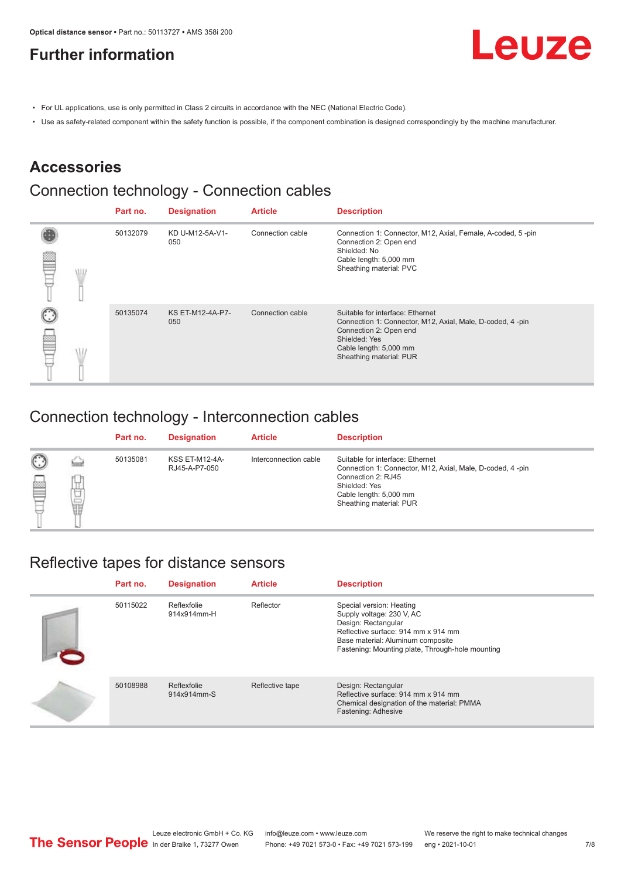# Further information

- For UL applications, use is only permitted in Class 2 circuits in accordance with the NEC (National Electric Code).
- Use as safety-related component within the safety function is possible, if the component combination is designed correspondingly by the machine manufacturer.

## Accessories

### Connection technology - Connection cables

| Part no. | Designation | Article | Description |
|---|---|---|---|
| 50132079 | KD U-M12-5A-V1-050 | Connection cable | Connection 1: Connector, M12, Axial, Female, A-coded, 5 -pin<br>Connection 2: Open end<br>Shielded: No<br>Cable length: 5,000 mm<br>Sheathing material: PVC |
| 50135074 | KS ET-M12-4A-P7-050 | Connection cable | Suitable for interface: Ethernet<br>Connection 1: Connector, M12, Axial, Male, D-coded, 4 -pin<br>Connection 2: Open end<br>Shielded: Yes<br>Cable length: 5,000 mm<br>Sheathing material: PUR |

### Connection technology - Interconnection cables

| Part no. | Designation | Article | Description |
|---|---|---|---|
| 50135081 | KSS ET-M12-4A-RJ45-A-P7-050 | Interconnection cable | Suitable for interface: Ethernet<br>Connection 1: Connector, M12, Axial, Male, D-coded, 4 -pin<br>Connection 2: RJ45<br>Shielded: Yes<br>Cable length: 5,000 mm<br>Sheathing material: PUR |

### Reflective tapes for distance sensors

| Part no. | Designation | Article | Description |
|---|---|---|---|
| 50115022 | Reflexfolie 914x914mm-H | Reflector | Special version: Heating<br>Supply voltage: 230 V, AC<br>Design: Rectangular<br>Reflective surface: 914 mm x 914 mm<br>Base material: Aluminum composite<br>Fastening: Mounting plate, Through-hole mounting |
| 50108988 | Reflexfolie 914x914mm-S | Reflective tape | Design: Rectangular<br>Reflective surface: 914 mm x 914 mm<br>Chemical designation of the material: PMMA<br>Fastening: Adhesive |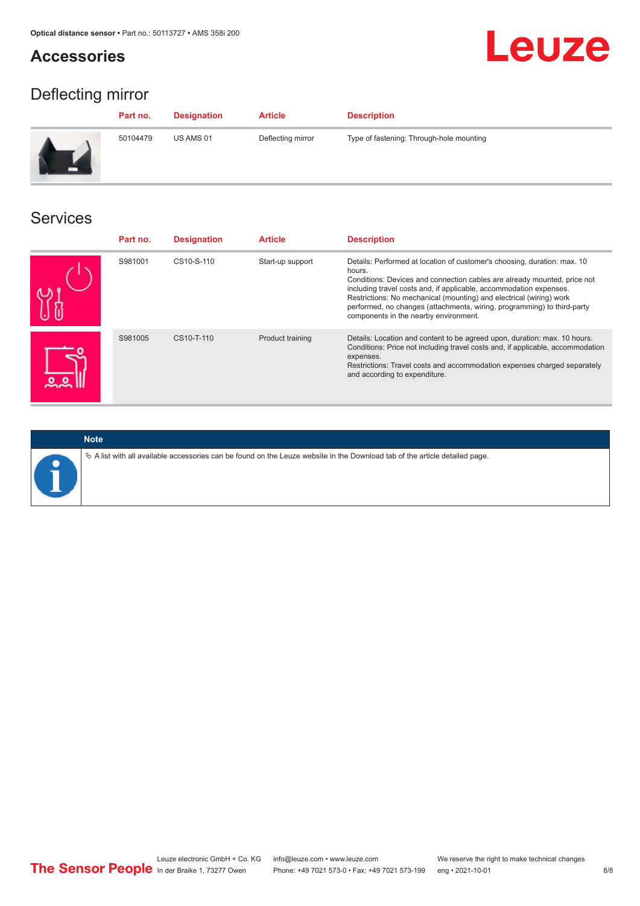## Accessories

### Deflecting mirror

| | Part no. | Designation | Article | Description |
|---|---|---|---|---|
| | 50104479 | US AMS 01 | Deflecting mirror | Type of fastening: Through-hole mounting |

### Services

| | Part no. | Designation | Article | Description |
|---|---|---|---|---|
| | S981001 | CS10-S-110 | Start-up support | Details: Performed at location of customer's choosing, duration: max. 10 hours.<br>Conditions: Devices and connection cables are already mounted, price not including travel costs and, if applicable, accommodation expenses.<br>Restrictions: No mechanical (mounting) and electrical (wiring) work performed, no changes (attachments, wiring, programming) to third-party components in the nearby environment. |
| | S981005 | CS10-T-110 | Product training | Details: Location and content to be agreed upon, duration: max. 10 hours.<br>Conditions: Price not including travel costs and, if applicable, accommodation expenses.<br>Restrictions: Travel costs and accommodation expenses charged separately and according to expenditure. |

**Note**

🔖 A list with all available accessories can be found on the Leuze website in the Download tab of the article detailed page.